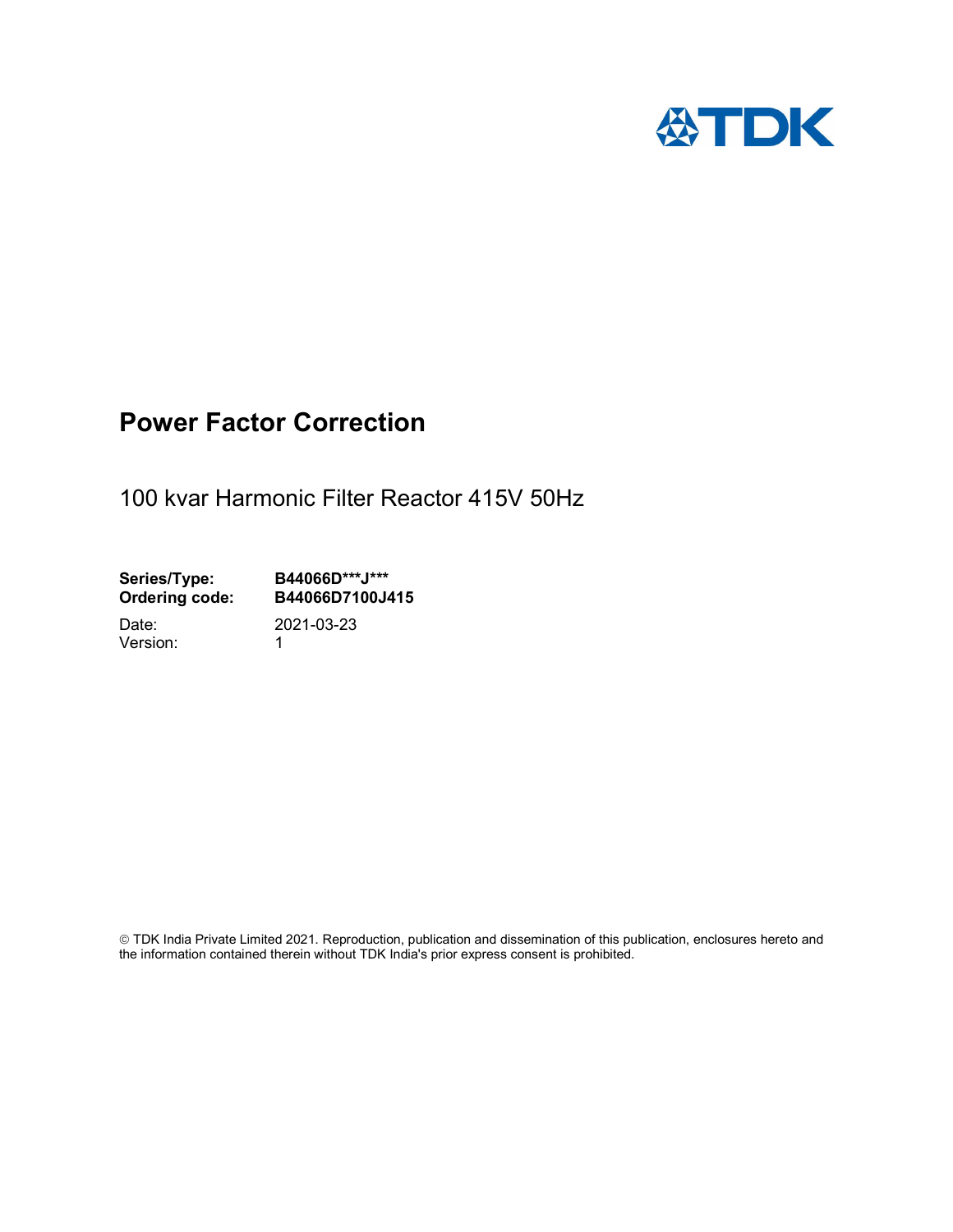TDK

# Power Factor Correction

100 kvar Harmonic Filter Reactor 415V 50Hz

**Series/Type:** **B44066D***J*****
**Ordering code:** **B44066D7100J415**

Date: 2021-03-23
Version: 1

© TDK India Private Limited 2021. Reproduction, publication and dissemination of this publication, enclosures hereto and the information contained therein without TDK India's prior express consent is prohibited.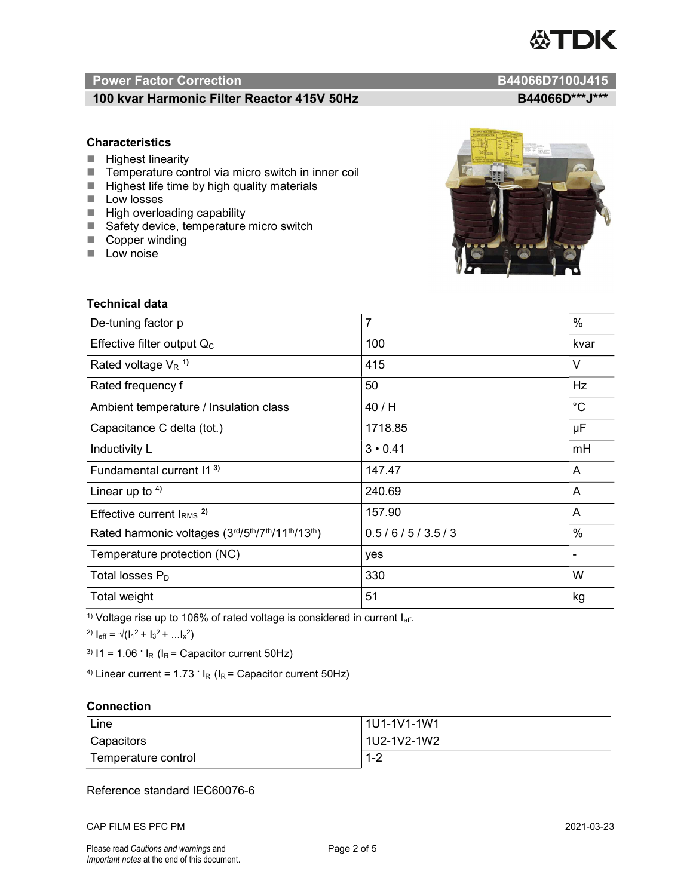## Power Factor Correction — B44066D7100J415

## 100 kvar Harmonic Filter Reactor 415V 50Hz — B44066D\*\*\*J\*\*\*

### Characteristics

- Highest linearity
- Temperature control via micro switch in inner coil
- Highest life time by high quality materials
- Low losses
- High overloading capability
- Safety device, temperature micro switch
- Copper winding
- Low noise

### Technical data

| | | |
|---|---|---|
| De-tuning factor p | 7 | % |
| Effective filter output $Q_C$ | 100 | kvar |
| Rated voltage $V_R$ [1] | 415 | V |
| Rated frequency f | 50 | Hz |
| Ambient temperature / Insulation class | 40 / H | °C |
| Capacitance C delta (tot.) | 1718.85 | µF |
| Inductivity L | 3 • 0.41 | mH |
| Fundamental current I1 [3] | 147.47 | A |
| Linear up to [4] | 240.69 | A |
| Effective current $I_{RMS}$ [2] | 157.90 | A |
| Rated harmonic voltages (3rd/5th/7th/11th/13th) | 0.5 / 6 / 5 / 3.5 / 3 | % |
| Temperature protection (NC) | yes | - |
| Total losses $P_D$ | 330 | W |
| Total weight | 51 | kg |

[1] Voltage rise up to 106% of rated voltage is considered in current $I_{eff}$.

[2] $I_{eff} = \sqrt{(I_1^2 + I_3^2 + \ldots I_x^2)}$

[3] $I1 = 1.06 \cdot I_R$ ($I_R$ = Capacitor current 50Hz)

[4] Linear current = $1.73 \cdot I_R$ ($I_R$ = Capacitor current 50Hz)

### Connection

| | |
|---|---|
| Line | 1U1-1V1-1W1 |
| Capacitors | 1U2-1V2-1W2 |
| Temperature control | 1-2 |

Reference standard IEC60076-6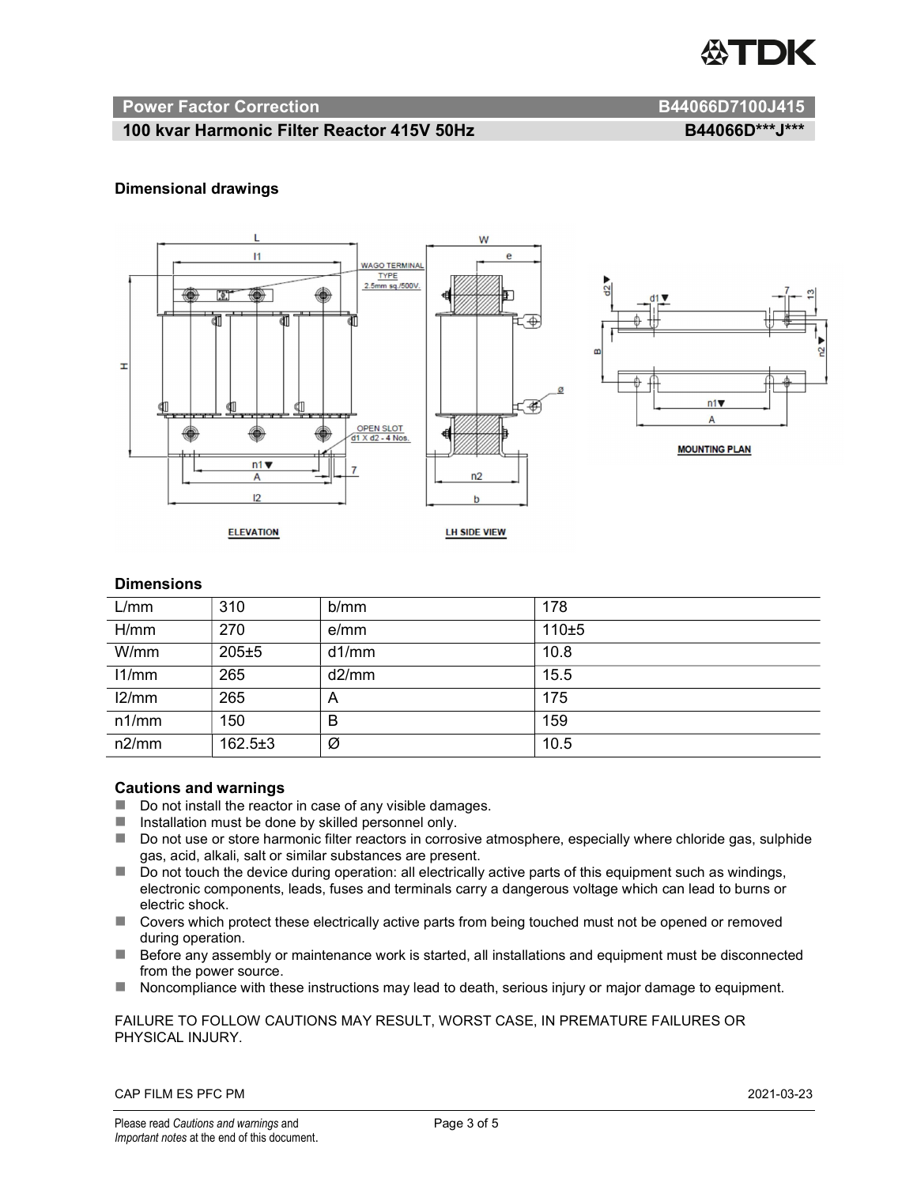**Power Factor Correction** **B44066D7100J415**

**100 kvar Harmonic Filter Reactor 415V 50Hz** **B44066D\*\*\*J\*\*\***

### Dimensional drawings

### Dimensions

| L/mm | 310 | b/mm | 178 |
|---|---|---|---|
| H/mm | 270 | e/mm | 110±5 |
| W/mm | 205±5 | d1/mm | 10.8 |
| l1/mm | 265 | d2/mm | 15.5 |
| l2/mm | 265 | A | 175 |
| n1/mm | 150 | B | 159 |
| n2/mm | 162.5±3 | Ø | 10.5 |

### Cautions and warnings

- Do not install the reactor in case of any visible damages.
- Installation must be done by skilled personnel only.
- Do not use or store harmonic filter reactors in corrosive atmosphere, especially where chloride gas, sulphide gas, acid, alkali, salt or similar substances are present.
- Do not touch the device during operation: all electrically active parts of this equipment such as windings, electronic components, leads, fuses and terminals carry a dangerous voltage which can lead to burns or electric shock.
- Covers which protect these electrically active parts from being touched must not be opened or removed during operation.
- Before any assembly or maintenance work is started, all installations and equipment must be disconnected from the power source.
- Noncompliance with these instructions may lead to death, serious injury or major damage to equipment.

FAILURE TO FOLLOW CAUTIONS MAY RESULT, WORST CASE, IN PREMATURE FAILURES OR PHYSICAL INJURY.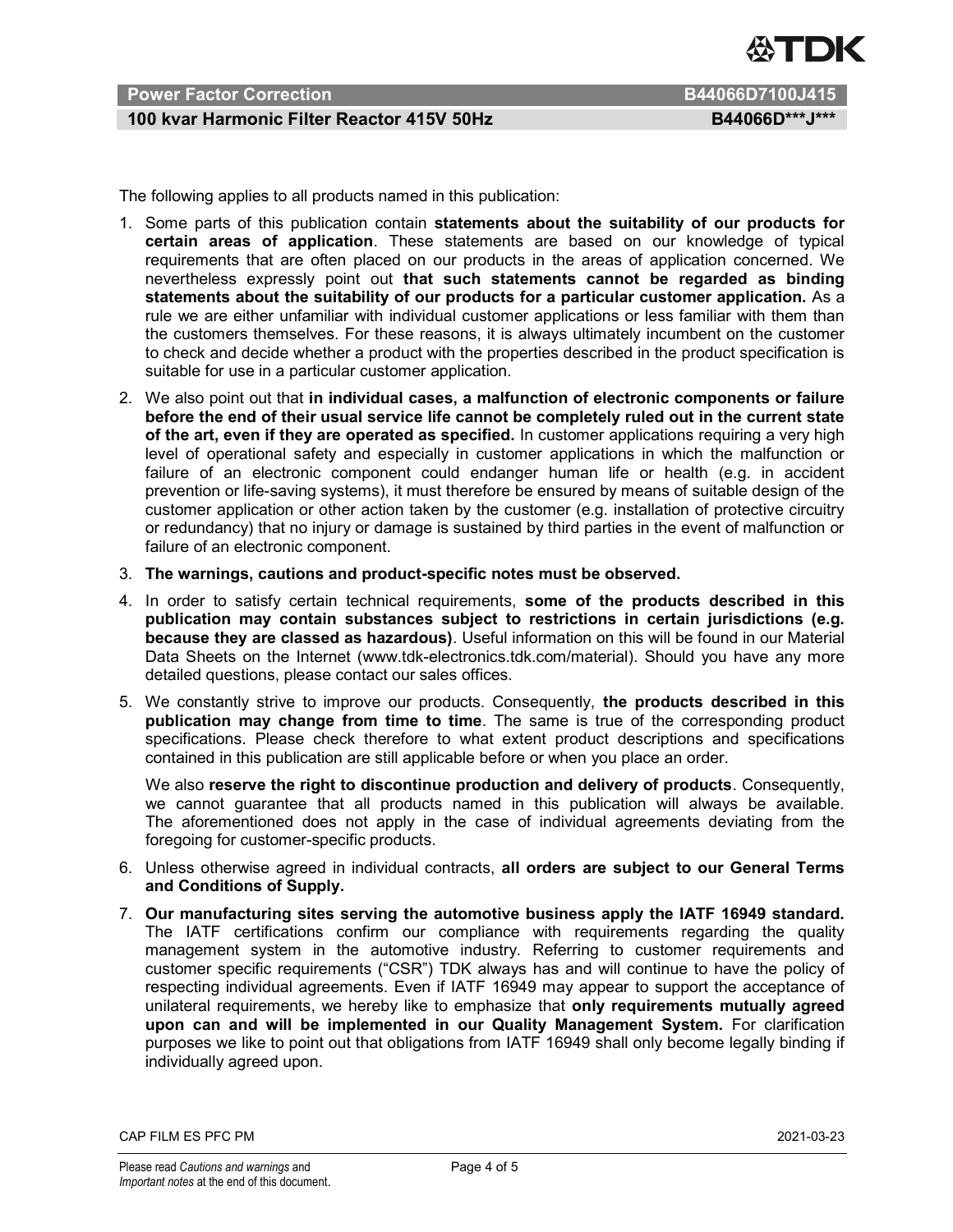The following applies to all products named in this publication:

1. Some parts of this publication contain **statements about the suitability of our products for certain areas of application**. These statements are based on our knowledge of typical requirements that are often placed on our products in the areas of application concerned. We nevertheless expressly point out **that such statements cannot be regarded as binding statements about the suitability of our products for a particular customer application.** As a rule we are either unfamiliar with individual customer applications or less familiar with them than the customers themselves. For these reasons, it is always ultimately incumbent on the customer to check and decide whether a product with the properties described in the product specification is suitable for use in a particular customer application.
2. We also point out that **in individual cases, a malfunction of electronic components or failure before the end of their usual service life cannot be completely ruled out in the current state of the art, even if they are operated as specified.** In customer applications requiring a very high level of operational safety and especially in customer applications in which the malfunction or failure of an electronic component could endanger human life or health (e.g. in accident prevention or life-saving systems), it must therefore be ensured by means of suitable design of the customer application or other action taken by the customer (e.g. installation of protective circuitry or redundancy) that no injury or damage is sustained by third parties in the event of malfunction or failure of an electronic component.
3. **The warnings, cautions and product-specific notes must be observed.**
4. In order to satisfy certain technical requirements, **some of the products described in this publication may contain substances subject to restrictions in certain jurisdictions (e.g. because they are classed as hazardous)**. Useful information on this will be found in our Material Data Sheets on the Internet (www.tdk-electronics.tdk.com/material). Should you have any more detailed questions, please contact our sales offices.
5. We constantly strive to improve our products. Consequently, **the products described in this publication may change from time to time**. The same is true of the corresponding product specifications. Please check therefore to what extent product descriptions and specifications contained in this publication are still applicable before or when you place an order.

   We also **reserve the right to discontinue production and delivery of products**. Consequently, we cannot guarantee that all products named in this publication will always be available. The aforementioned does not apply in the case of individual agreements deviating from the foregoing for customer-specific products.
6. Unless otherwise agreed in individual contracts, **all orders are subject to our General Terms and Conditions of Supply.**
7. **Our manufacturing sites serving the automotive business apply the IATF 16949 standard.** The IATF certifications confirm our compliance with requirements regarding the quality management system in the automotive industry. Referring to customer requirements and customer specific requirements ("CSR") TDK always has and will continue to have the policy of respecting individual agreements. Even if IATF 16949 may appear to support the acceptance of unilateral requirements, we hereby like to emphasize that **only requirements mutually agreed upon can and will be implemented in our Quality Management System.** For clarification purposes we like to point out that obligations from IATF 16949 shall only become legally binding if individually agreed upon.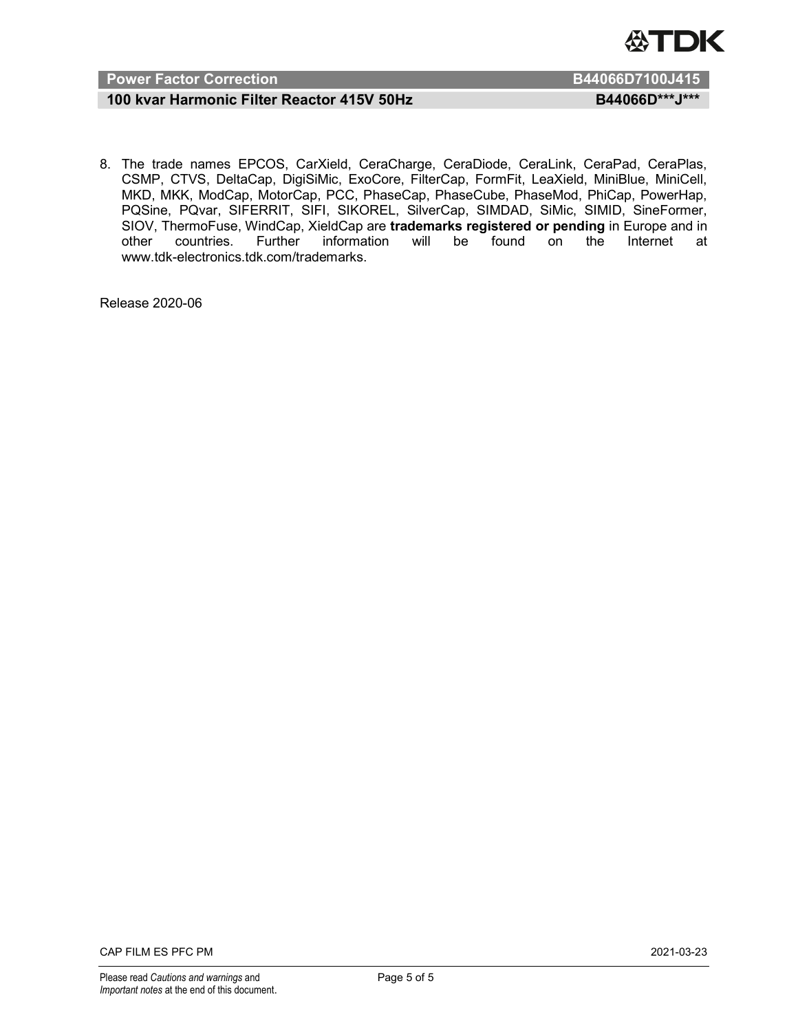8. The trade names EPCOS, CarXield, CeraCharge, CeraDiode, CeraLink, CeraPad, CeraPlas, CSMP, CTVS, DeltaCap, DigiSiMic, ExoCore, FilterCap, FormFit, LeaXield, MiniBlue, MiniCell, MKD, MKK, ModCap, MotorCap, PCC, PhaseCap, PhaseCube, PhaseMod, PhiCap, PowerHap, PQSine, PQvar, SIFERRIT, SIFI, SIKOREL, SilverCap, SIMDAD, SiMic, SIMID, SineFormer, SIOV, ThermoFuse, WindCap, XieldCap are **trademarks registered or pending** in Europe and in other countries. Further information will be found on the Internet at www.tdk-electronics.tdk.com/trademarks.

Release 2020-06